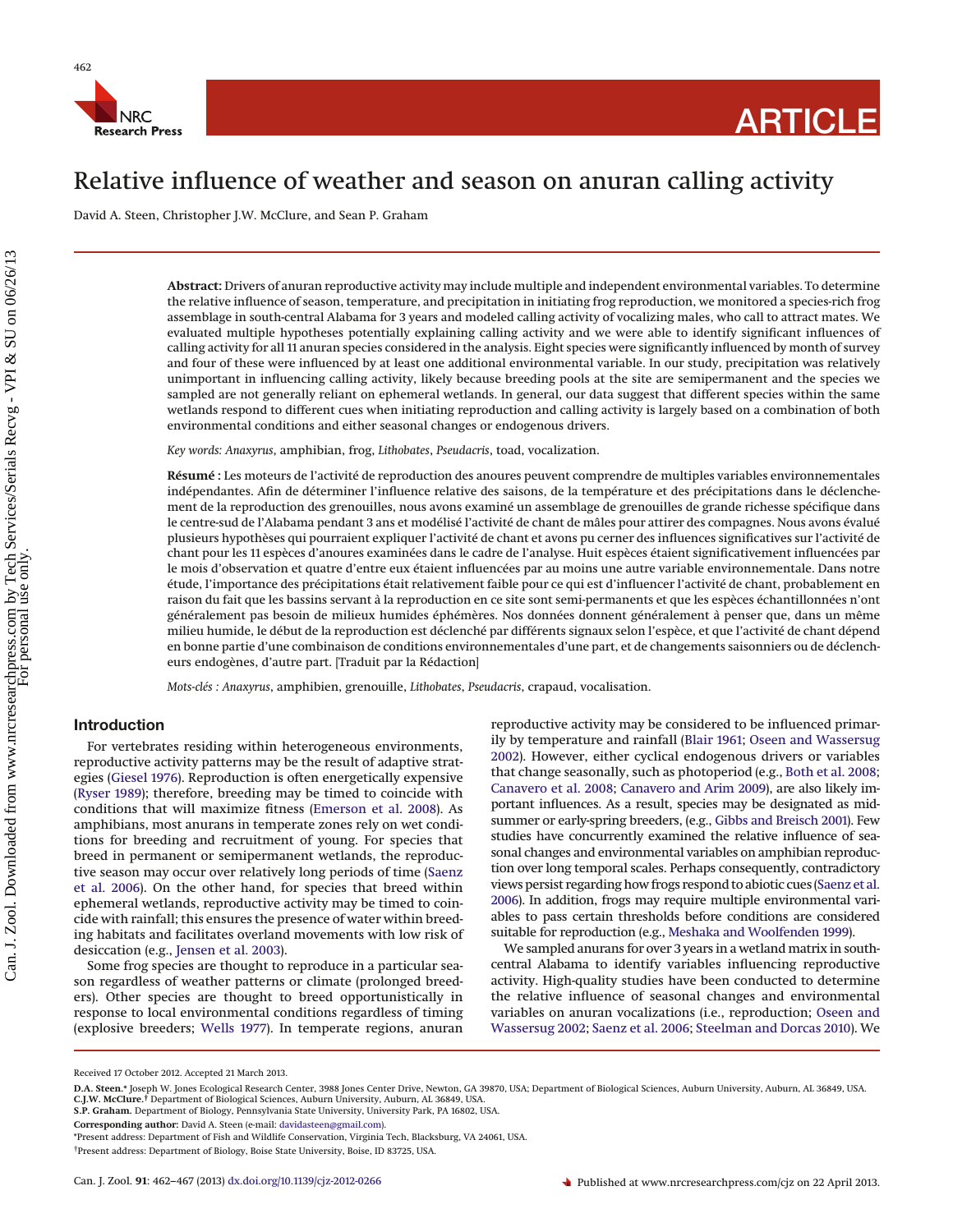# Relative influence of weather and season on anuran calling activity

David A. Steen, Christopher J.W. McClure, and Sean P. Graham

**Abstract:** Drivers of anuran reproductive activity may include multiple and independent environmental variables. To determine the relative influence of season, temperature, and precipitation in initiating frog reproduction, we monitored a species-rich frog assemblage in south-central Alabama for 3 years and modeled calling activity of vocalizing males, who call to attract mates. We evaluated multiple hypotheses potentially explaining calling activity and we were able to identify significant influences of calling activity for all 11 anuran species considered in the analysis. Eight species were significantly influenced by month of survey and four of these were influenced by at least one additional environmental variable. In our study, precipitation was relatively unimportant in influencing calling activity, likely because breeding pools at the site are semipermanent and the species we sampled are not generally reliant on ephemeral wetlands. In general, our data suggest that different species within the same wetlands respond to different cues when initiating reproduction and calling activity is largely based on a combination of both environmental conditions and either seasonal changes or endogenous drivers.

*Key words: Anaxyrus*, amphibian, frog, *Lithobates*, *Pseudacris*, toad, vocalization.

**Résumé :** Les moteurs de l'activité de reproduction des anoures peuvent comprendre de multiples variables environnementales indépendantes. Afin de déterminer l'influence relative des saisons, de la température et des précipitations dans le déclenchement de la reproduction des grenouilles, nous avons examiné un assemblage de grenouilles de grande richesse spécifique dans le centre-sud de l'Alabama pendant 3 ans et modélisé l'activité de chant de mâles pour attirer des compagnes. Nous avons évalué plusieurs hypothèses qui pourraient expliquer l'activité de chant et avons pu cerner des influences significatives sur l'activité de chant pour les 11 espèces d'anoures examinées dans le cadre de l'analyse. Huit espèces étaient significativement influencées par le mois d'observation et quatre d'entre eux étaient influencées par au moins une autre variable environnementale. Dans notre étude, l'importance des précipitations était relativement faible pour ce qui est d'influencer l'activité de chant, probablement en raison du fait que les bassins servant à la reproduction en ce site sont semi-permanents et que les espèces échantillonnées n'ont généralement pas besoin de milieux humides éphémères. Nos données donnent généralement à penser que, dans un même milieu humide, le début de la reproduction est déclenché par différents signaux selon l'espèce, et que l'activité de chant dépend en bonne partie d'une combinaison de conditions environnementales d'une part, et de changements saisonniers ou de déclencheurs endogènes, d'autre part. [Traduit par la Rédaction]

*Mots-clés : Anaxyrus*, amphibien, grenouille, *Lithobates*, *Pseudacris*, crapaud, vocalisation.

## Introduction

For vertebrates residing within heterogeneous environments, reproductive activity patterns may be the result of adaptive strategies (Giesel 1976). Reproduction is often energetically expensive (Ryser 1989); therefore, breeding may be timed to coincide with conditions that will maximize fitness (Emerson et al. 2008). As amphibians, most anurans in temperate zones rely on wet conditions for breeding and recruitment of young. For species that breed in permanent or semipermanent wetlands, the reproductive season may occur over relatively long periods of time (Saenz et al. 2006). On the other hand, for species that breed within ephemeral wetlands, reproductive activity may be timed to coincide with rainfall; this ensures the presence of water within breeding habitats and facilitates overland movements with low risk of desiccation (e.g., Jensen et al. 2003).

Some frog species are thought to reproduce in a particular season regardless of weather patterns or climate (prolonged breeders). Other species are thought to breed opportunistically in response to local environmental conditions regardless of timing (explosive breeders; Wells 1977). In temperate regions, anuran reproductive activity may be considered to be influenced primarily by temperature and rainfall (Blair 1961; Oseen and Wassersug 2002). However, either cyclical endogenous drivers or variables that change seasonally, such as photoperiod (e.g., Both et al. 2008; Canavero et al. 2008; Canavero and Arim 2009), are also likely important influences. As a result, species may be designated as midsummer or early-spring breeders, (e.g., Gibbs and Breisch 2001). Few studies have concurrently examined the relative influence of seasonal changes and environmental variables on amphibian reproduction over long temporal scales. Perhaps consequently, contradictory views persist regarding how frogs respond to abiotic cues (Saenz et al. 2006). In addition, frogs may require multiple environmental variables to pass certain thresholds before conditions are considered suitable for reproduction (e.g., Meshaka and Woolfenden 1999).

We sampled anurans for over 3 years in a wetland matrix in south-central Alabama to identify variables influencing reproductive activity. High-quality studies have been conducted to determine the relative influence of seasonal changes and environmental variables on anuran vocalizations (i.e., reproduction; Oseen and Wassersug 2002; Saenz et al. 2006; Steelman and Dorcas 2010). We

Received 17 October 2012. Accepted 21 March 2013.

**D.A. Steen.*** Joseph W. Jones Ecological Research Center, 3988 Jones Center Drive, Newton, GA 39870, USA; Department of Biological Sciences, Auburn University, Auburn, AL 36849, USA.
**C.J.W. McClure.†** Department of Biological Sciences, Auburn University, Auburn, AL 36849, USA.
**S.P. Graham.** Department of Biology, Pennsylvania State University, University Park, PA 16802, USA.

**Corresponding author:** David A. Steen (e-mail: davidasteen@gmail.com).

*Present address: Department of Fish and Wildlife Conservation, Virginia Tech, Blacksburg, VA 24061, USA.

†Present address: Department of Biology, Boise State University, Boise, ID 83725, USA.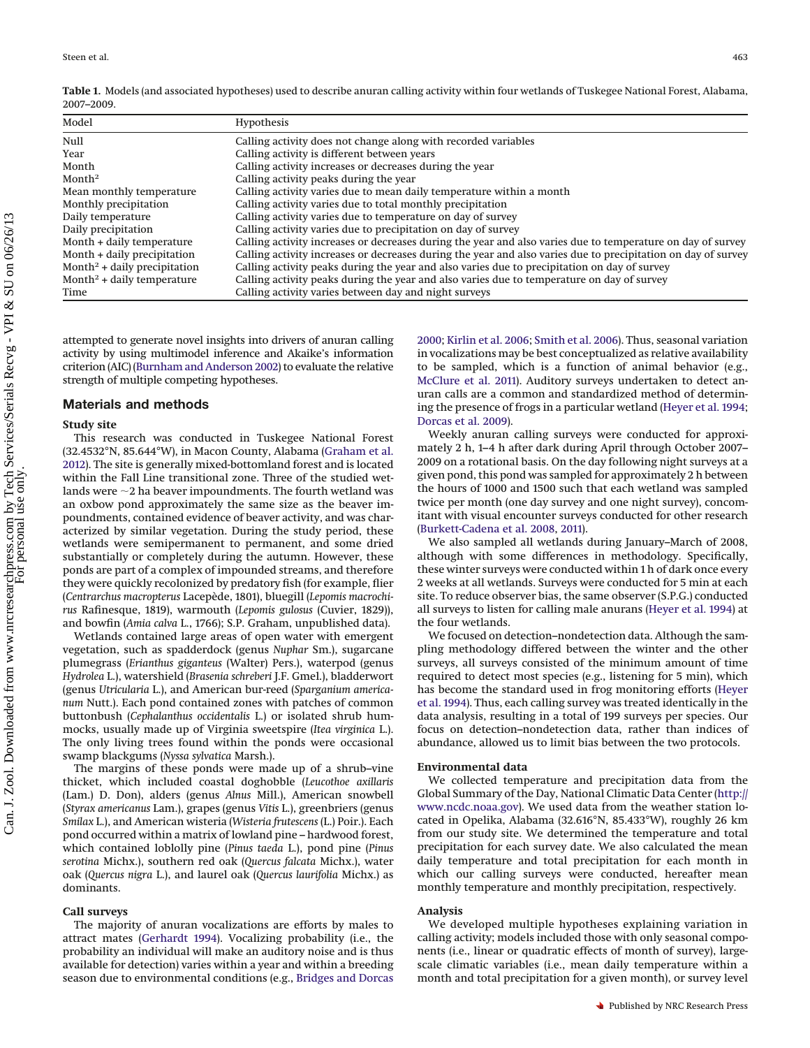**Table 1.** Models (and associated hypotheses) used to describe anuran calling activity within four wetlands of Tuskegee National Forest, Alabama, 2007–2009.

| Model | Hypothesis |
|---|---|
| Null | Calling activity does not change along with recorded variables |
| Year | Calling activity is different between years |
| Month | Calling activity increases or decreases during the year |
| Month$^2$ | Calling activity peaks during the year |
| Mean monthly temperature | Calling activity varies due to mean daily temperature within a month |
| Monthly precipitation | Calling activity varies due to total monthly precipitation |
| Daily temperature | Calling activity varies due to temperature on day of survey |
| Daily precipitation | Calling activity varies due to precipitation on day of survey |
| Month + daily temperature | Calling activity increases or decreases during the year and also varies due to temperature on day of survey |
| Month + daily precipitation | Calling activity increases or decreases during the year and also varies due to precipitation on day of survey |
| Month$^2$ + daily precipitation | Calling activity peaks during the year and also varies due to precipitation on day of survey |
| Month$^2$ + daily temperature | Calling activity peaks during the year and also varies due to temperature on day of survey |
| Time | Calling activity varies between day and night surveys |

attempted to generate novel insights into drivers of anuran calling activity by using multimodel inference and Akaike's information criterion (AIC) (Burnham and Anderson 2002) to evaluate the relative strength of multiple competing hypotheses.

## Materials and methods

### Study site

This research was conducted in Tuskegee National Forest (32.4532°N, 85.644°W), in Macon County, Alabama (Graham et al. 2012). The site is generally mixed-bottomland forest and is located within the Fall Line transitional zone. Three of the studied wetlands were ~2 ha beaver impoundments. The fourth wetland was an oxbow pond approximately the same size as the beaver impoundments, contained evidence of beaver activity, and was characterized by similar vegetation. During the study period, these wetlands were semipermanent to permanent, and some dried substantially or completely during the autumn. However, these ponds are part of a complex of impounded streams, and therefore they were quickly recolonized by predatory fish (for example, flier (*Centrarchus macropterus* Lacepède, 1801), bluegill (*Lepomis macrochirus* Rafinesque, 1819), warmouth (*Lepomis gulosus* (Cuvier, 1829)), and bowfin (*Amia calva* L., 1766); S.P. Graham, unpublished data).

Wetlands contained large areas of open water with emergent vegetation, such as spadderdock (genus *Nuphar* Sm.), sugarcane plumegrass (*Erianthus giganteus* (Walter) Pers.), waterpod (genus *Hydrolea* L.), watershield (*Brasenia schreberi* J.F. Gmel.), bladderwort (genus *Utricularia* L.), and American bur-reed (*Sparganium americanum* Nutt.). Each pond contained zones with patches of common buttonbush (*Cephalanthus occidentalis* L.) or isolated shrub hummocks, usually made up of Virginia sweetspire (*Itea virginica* L.). The only living trees found within the ponds were occasional swamp blackgums (*Nyssa sylvatica* Marsh.).

The margins of these ponds were made up of a shrub–vine thicket, which included coastal doghobble (*Leucothoe axillaris* (Lam.) D. Don), alders (genus *Alnus* Mill.), American snowbell (*Styrax americanus* Lam.), grapes (genus *Vitis* L.), greenbriers (genus *Smilax* L.), and American wisteria (*Wisteria frutescens* (L.) Poir.). Each pond occurred within a matrix of lowland pine – hardwood forest, which contained loblolly pine (*Pinus taeda* L.), pond pine (*Pinus serotina* Michx.), southern red oak (*Quercus falcata* Michx.), water oak (*Quercus nigra* L.), and laurel oak (*Quercus laurifolia* Michx.) as dominants.

### Call surveys

The majority of anuran vocalizations are efforts by males to attract mates (Gerhardt 1994). Vocalizing probability (i.e., the probability an individual will make an auditory noise and is thus available for detection) varies within a year and within a breeding season due to environmental conditions (e.g., Bridges and Dorcas 2000; Kirlin et al. 2006; Smith et al. 2006). Thus, seasonal variation in vocalizations may be best conceptualized as relative availability to be sampled, which is a function of animal behavior (e.g., McClure et al. 2011). Auditory surveys undertaken to detect anuran calls are a common and standardized method of determining the presence of frogs in a particular wetland (Heyer et al. 1994; Dorcas et al. 2009).

Weekly anuran calling surveys were conducted for approximately 2 h, 1–4 h after dark during April through October 2007–2009 on a rotational basis. On the day following night surveys at a given pond, this pond was sampled for approximately 2 h between the hours of 1000 and 1500 such that each wetland was sampled twice per month (one day survey and one night survey), concomitant with visual encounter surveys conducted for other research (Burkett-Cadena et al. 2008, 2011).

We also sampled all wetlands during January–March of 2008, although with some differences in methodology. Specifically, these winter surveys were conducted within 1 h of dark once every 2 weeks at all wetlands. Surveys were conducted for 5 min at each site. To reduce observer bias, the same observer (S.P.G.) conducted all surveys to listen for calling male anurans (Heyer et al. 1994) at the four wetlands.

We focused on detection–nondetection data. Although the sampling methodology differed between the winter and the other surveys, all surveys consisted of the minimum amount of time required to detect most species (e.g., listening for 5 min), which has become the standard used in frog monitoring efforts (Heyer et al. 1994). Thus, each calling survey was treated identically in the data analysis, resulting in a total of 199 surveys per species. Our focus on detection–nondetection data, rather than indices of abundance, allowed us to limit bias between the two protocols.

### Environmental data

We collected temperature and precipitation data from the Global Summary of the Day, National Climatic Data Center (http://www.ncdc.noaa.gov). We used data from the weather station located in Opelika, Alabama (32.616°N, 85.433°W), roughly 26 km from our study site. We determined the temperature and total precipitation for each survey date. We also calculated the mean daily temperature and total precipitation for each month in which our calling surveys were conducted, hereafter mean monthly temperature and monthly precipitation, respectively.

### Analysis

We developed multiple hypotheses explaining variation in calling activity; models included those with only seasonal components (i.e., linear or quadratic effects of month of survey), large-scale climatic variables (i.e., mean daily temperature within a month and total precipitation for a given month), or survey level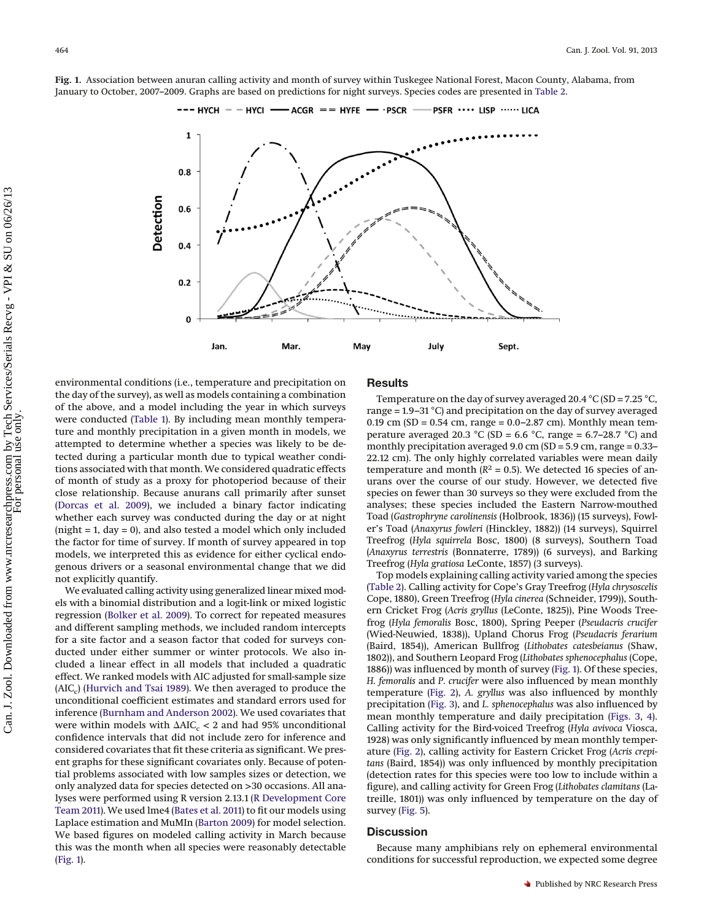**Fig. 1.** Association between anuran calling activity and month of survey within Tuskegee National Forest, Macon County, Alabama, from January to October, 2007–2009. Graphs are based on predictions for night surveys. Species codes are presented in Table 2.

HYCH HYCI ACGR HYFE PSCR PSFR LISP LICA

Detection

1
0.8
0.6
0.4
0.2
0

Jan. Mar. May July Sept.

environmental conditions (i.e., temperature and precipitation on the day of the survey), as well as models containing a combination of the above, and a model including the year in which surveys were conducted (Table 1). By including mean monthly temperature and monthly precipitation in a given month in models, we attempted to determine whether a species was likely to be detected during a particular month due to typical weather conditions associated with that month. We considered quadratic effects of month of study as a proxy for photoperiod because of their close relationship. Because anurans call primarily after sunset (Dorcas et al. 2009), we included a binary factor indicating whether each survey was conducted during the day or at night (night = 1, day = 0), and also tested a model which only included the factor for time of survey. If month of survey appeared in top models, we interpreted this as evidence for either cyclical endogenous drivers or a seasonal environmental change that we did not explicitly quantify.

We evaluated calling activity using generalized linear mixed models with a binomial distribution and a logit-link or mixed logistic regression (Bolker et al. 2009). To correct for repeated measures and different sampling methods, we included random intercepts for a site factor and a season factor that coded for surveys conducted under either summer or winter protocols. We also included a linear effect in all models that included a quadratic effect. We ranked models with AIC adjusted for small-sample size ($AIC_c$) (Hurvich and Tsai 1989). We then averaged to produce the unconditional coefficient estimates and standard errors used for inference (Burnham and Anderson 2002). We used covariates that were within models with $\Delta AIC_c < 2$ and had 95% unconditional confidence intervals that did not include zero for inference and considered covariates that fit these criteria as significant. We present graphs for these significant covariates only. Because of potential problems associated with low samples sizes or detection, we only analyzed data for species detected on >30 occasions. All analyses were performed using R version 2.13.1 (R Development Core Team 2011). We used lme4 (Bates et al. 2011) to fit our models using Laplace estimation and MuMIn (Barton 2009) for model selection. We based figures on modeled calling activity in March because this was the month when all species were reasonably detectable (Fig. 1).

## Results

Temperature on the day of survey averaged 20.4 °C (SD = 7.25 °C, range = 1.9–31 °C) and precipitation on the day of survey averaged 0.19 cm (SD = 0.54 cm, range = 0.0–2.87 cm). Monthly mean temperature averaged 20.3 °C (SD = 6.6 °C, range = 6.7–28.7 °C) and monthly precipitation averaged 9.0 cm (SD = 5.9 cm, range = 0.33–22.12 cm). The only highly correlated variables were mean daily temperature and month ($R^2 = 0.5$). We detected 16 species of anurans over the course of our study. However, we detected five species on fewer than 30 surveys so they were excluded from the analyses; these species included the Eastern Narrow-mouthed Toad (*Gastrophryne carolinensis* (Holbrook, 1836)) (15 surveys), Fowler's Toad (*Anaxyrus fowleri* (Hinckley, 1882)) (14 surveys), Squirrel Treefrog (*Hyla squirrela* Bosc, 1800) (8 surveys), Southern Toad (*Anaxyrus terrestris* (Bonnaterre, 1789)) (6 surveys), and Barking Treefrog (*Hyla gratiosa* LeConte, 1857) (3 surveys).

Top models explaining calling activity varied among the species (Table 2). Calling activity for Cope's Gray Treefrog (*Hyla chrysoscelis* Cope, 1880), Green Treefrog (*Hyla cinerea* (Schneider, 1799)), Southern Cricket Frog (*Acris gryllus* (LeConte, 1825)), Pine Woods Treefrog (*Hyla femoralis* Bosc, 1800), Spring Peeper (*Pseudacris crucifer* (Wied-Neuwied, 1838)), Upland Chorus Frog (*Pseudacris ferarium* (Baird, 1854)), American Bullfrog (*Lithobates catesbeianus* (Shaw, 1802)), and Southern Leopard Frog (*Lithobates sphenocephalus* (Cope, 1886)) was influenced by month of survey (Fig. 1). Of these species, *H. femoralis* and *P. crucifer* were also influenced by mean monthly temperature (Fig. 2), *A. gryllus* was also influenced by monthly precipitation (Fig. 3), and *L. sphenocephalus* was also influenced by mean monthly temperature and daily precipitation (Figs. 3, 4). Calling activity for the Bird-voiced Treefrog (*Hyla avivoca* Viosca, 1928) was only significantly influenced by mean monthly temperature (Fig. 2), calling activity for Eastern Cricket Frog (*Acris crepitans* (Baird, 1854)) was only influenced by monthly precipitation (detection rates for this species were too low to include within a figure), and calling activity for Green Frog (*Lithobates clamitans* (Latreille, 1801)) was only influenced by temperature on the day of survey (Fig. 5).

## Discussion

Because many amphibians rely on ephemeral environmental conditions for successful reproduction, we expected some degree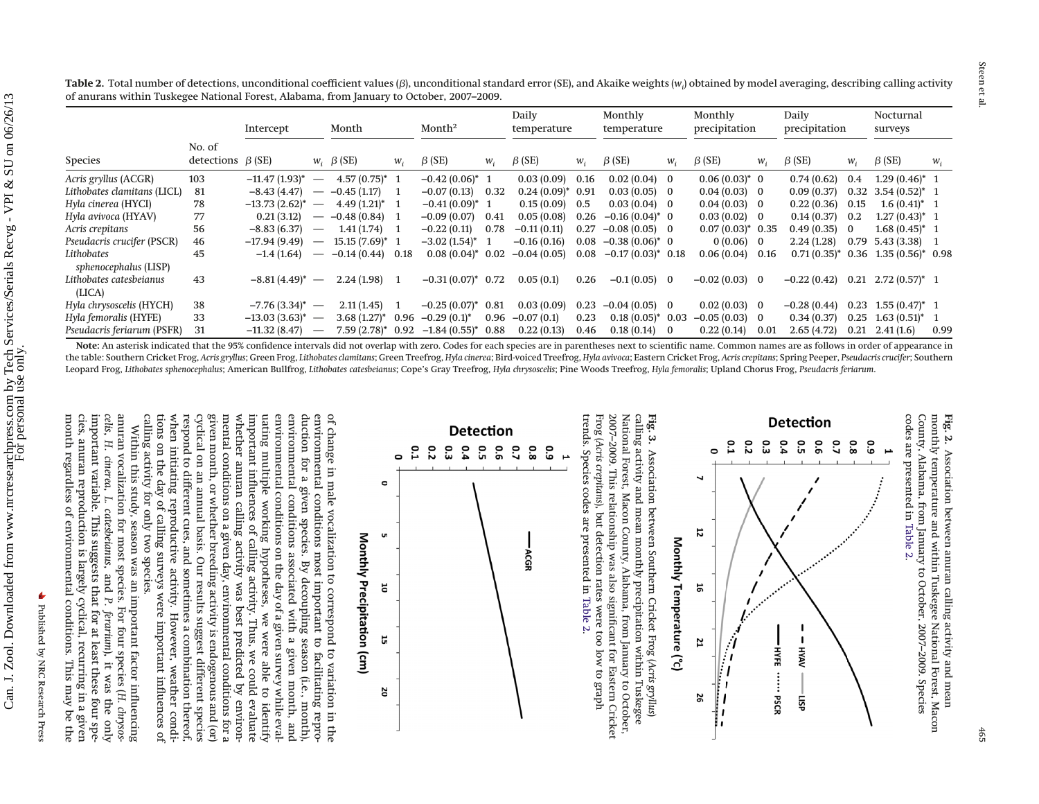**Table 2.** Total number of detections, unconditional coefficient values (β), unconditional standard error (SE), and Akaike weights ($w_i$) obtained by model averaging, describing calling activity of anurans within Tuskegee National Forest, Alabama, from January to October, 2007–2009.

| | | Intercept | | Month | | Month² | | Daily temperature | | Monthly temperature | | Monthly precipitation | | Daily precipitation | | Nocturnal surveys | |
|---|---|---|---|---|---|---|---|---|---|---|---|---|---|---|---|---|---|
| Species | No. of detections | β (SE) | $w_i$ | β (SE) | $w_i$ | β (SE) | $w_i$ | β (SE) | $w_i$ | β (SE) | $w_i$ | β (SE) | $w_i$ | β (SE) | $w_i$ | β (SE) | $w_i$ |
| *Acris gryllus* (ACGR) | 103 | −11.47 (1.93)* | — | 4.57 (0.75)* | 1 | −0.42 (0.06)* | 1 | 0.03 (0.09) | 0.16 | 0.02 (0.04) | 0 | 0.06 (0.03)* | 0 | 0.74 (0.62) | 0.4 | 1.29 (0.46)* | 1 |
| *Lithobates clamitans* (LICL) | 81 | −8.43 (4.47) | — | −0.45 (1.17) | 1 | −0.07 (0.13) | 0.32 | 0.24 (0.09)* | 0.91 | 0.03 (0.05) | 0 | 0.04 (0.03) | 0 | 0.09 (0.37) | 0.32 | 3.54 (0.52)* | 1 |
| *Hyla cinerea* (HYCI) | 78 | −13.73 (2.62)* | — | 4.49 (1.21)* | 1 | −0.41 (0.09)* | 1 | 0.15 (0.09) | 0.5 | 0.03 (0.04) | 0 | 0.04 (0.03) | 0 | 0.22 (0.36) | 0.15 | 1.6 (0.41)* | 1 |
| *Hyla avivoca* (HYAV) | 77 | 0.21 (3.12) | — | −0.48 (0.84) | 1 | −0.09 (0.07) | 0.41 | 0.05 (0.08) | 0.26 | −0.16 (0.04)* | 0 | 0.03 (0.02) | 0 | 0.14 (0.37) | 0.2 | 1.27 (0.43)* | 1 |
| *Acris crepitans* | 56 | −8.83 (6.37) | — | 1.41 (1.74) | 1 | −0.22 (0.11) | 0.78 | −0.11 (0.11) | 0.27 | −0.08 (0.05) | 0 | 0.07 (0.03)* | 0.35 | 0.49 (0.35) | 0 | 1.68 (0.45)* | 1 |
| *Pseudacris crucifer* (PSCR) | 46 | −17.94 (9.49) | — | 15.15 (7.69)* | 1 | −3.02 (1.54)* | 1 | −0.16 (0.16) | 0.08 | −0.38 (0.06)* | 0 | 0 (0.06) | 0 | 2.24 (1.28) | 0.79 | 5.43 (3.38) | 1 |
| *Lithobates sphenocephalus* (LISP) | 45 | −1.4 (1.64) | — | −0.14 (0.44) | 0.18 | 0.08 (0.04)* | 0.02 | −0.04 (0.05) | 0.08 | −0.17 (0.03)* | 0.18 | 0.06 (0.04) | 0.16 | 0.71 (0.35)* | 0.36 | 1.35 (0.56)* | 0.98 |
| *Lithobates catesbeianus* (LICA) | 43 | −8.81 (4.49)* | — | 2.24 (1.98) | 1 | −0.31 (0.07)* | 0.72 | 0.05 (0.1) | 0.26 | −0.1 (0.05) | 0 | −0.02 (0.03) | 0 | −0.22 (0.42) | 0.21 | 2.72 (0.57)* | 1 |
| *Hyla chrysoscelis* (HYCH) | 38 | −7.76 (3.34)* | — | 2.11 (1.45) | 1 | −0.25 (0.07)* | 0.81 | 0.03 (0.09) | 0.23 | −0.04 (0.05) | 0 | 0.02 (0.03) | 0 | −0.28 (0.44) | 0.23 | 1.55 (0.47)* | 1 |
| *Hyla femoralis* (HYFE) | 33 | −13.03 (3.63)* | — | 3.68 (1.27)* | 0.96 | −0.29 (0.1)* | 0.96 | −0.07 (0.1) | 0.23 | 0.18 (0.05)* | 0.03 | −0.05 (0.03) | 0 | 0.34 (0.37) | 0.25 | 1.63 (0.51)* | 1 |
| *Pseudacris feriarum* (PSFR) | 31 | −11.32 (8.47) | — | 7.59 (2.78)* | 0.92 | −1.84 (0.55)* | 0.88 | 0.22 (0.13) | 0.46 | 0.18 (0.14) | 0 | 0.22 (0.14) | 0.01 | 2.65 (4.72) | 0.21 | 2.41 (1.6) | 0.99 |

**Note:** An asterisk indicated that the 95% confidence intervals did not overlap with zero. Codes for each species are in parentheses next to scientific name. Common names are as follows in order of appearance in the table: Southern Cricket Frog, *Acris gryllus*; Green Frog, *Lithobates clamitans*; Green Treefrog, *Hyla cinerea*; Bird-voiced Treefrog, *Hyla avivoca*; Eastern Cricket Frog, *Acris crepitans*; Spring Peeper, *Pseudacris crucifer*; Southern Leopard Frog, *Lithobates sphenocephalus*; American Bullfrog, *Lithobates catesbeianus*; Cope's Gray Treefrog, *Hyla chrysoscelis*; Pine Woods Treefrog, *Hyla femoralis*; Upland Chorus Frog, *Pseudacris feriarum*.

Detection
1
0.9
0.8
0.7
0.6
0.5
0.4
0.3
0.2
0.1
0
7
12
16
21
26
Monthly Temperature (°c)
HYAV
LISP
HYFE
PSCR

**Fig. 2.** Association between anuran calling activity and mean monthly temperature and within Tuskegee National Forest, Macon County, Alabama, from January to October, 2007–2009. Species codes are presented in Table 2.

Detection
1
0.9
0.8
0.7
0.6
0.5
0.4
0.3
0.2
0.1
0
0
5
10
15
20
Monthly Precipitation (cm)
ACGR

**Fig. 3.** Association between Southern Cricket Frog (*Acris gryllus*) calling activity and mean monthly precipitation within Tuskegee National Forest, Macon County, Alabama, from January to October, 2007–2009. This relationship was also significant for Eastern Cricket Frog (*Acris crepitans*), but detection rates were too low to graph trends. Species codes are presented in Table 2.

of change in male vocalization to correspond to variation in the environmental conditions most important to facilitating reproduction for a given species. By decoupling season (i.e., month), environmental conditions associated with a given month, and environmental conditions on the day of a given survey while evaluating multiple working hypotheses, we were able to identify important influences of calling activity. Thus, we could evaluate whether anuran calling activity was best predicted by environmental conditions on a given day, environmental conditions for a given month, or whether breeding activity is endogenous and (or) cyclical on an annual basis. Our results suggest different species respond to different cues, and sometimes a combination thereof, when initiating reproductive activity. However, weather conditions on the day of calling surveys were important influences of calling activity for only two species.

Within this study, season was an important factor influencing anuran vocalization for most species. For four species (*H. chrysoscelis*, *H. cinerea*, *L. catesbeianus*, and *P. feriarum*), it was the only important variable. This suggests that for at least these four species, anuran reproduction is largely cyclical, recurring in a given month regardless of environmental conditions. This may be the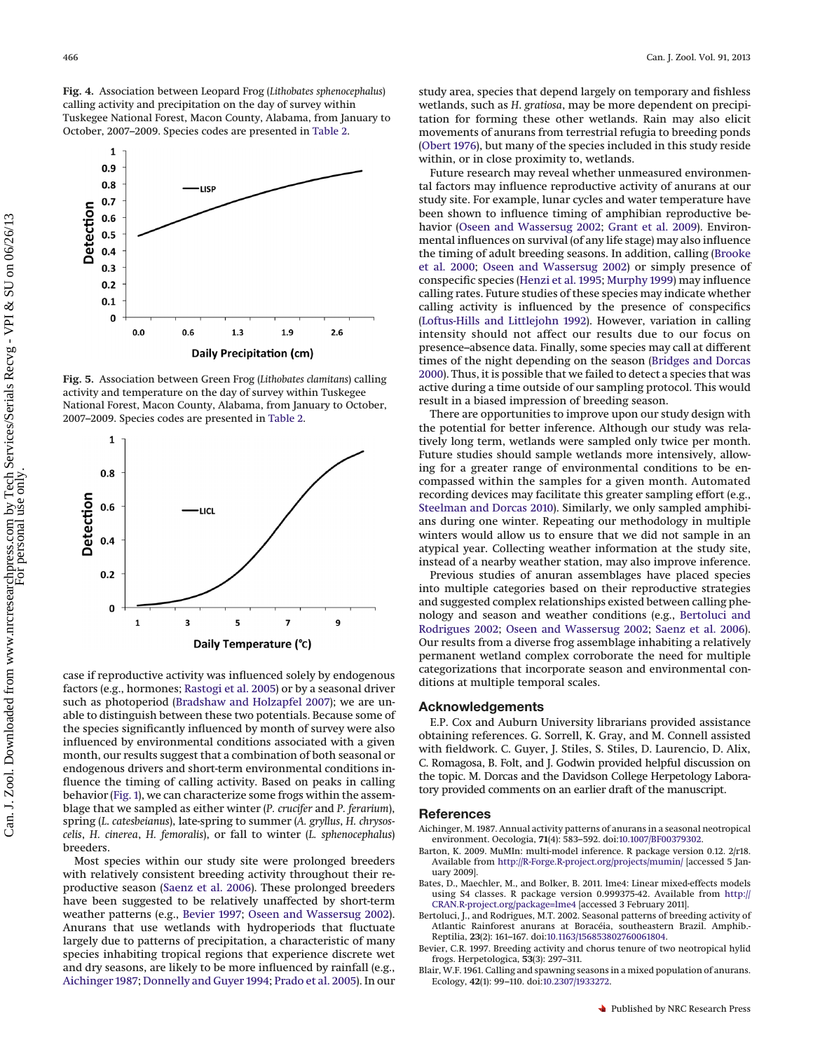**Fig. 4.** Association between Leopard Frog (*Lithobates sphenocephalus*) calling activity and precipitation on the day of survey within Tuskegee National Forest, Macon County, Alabama, from January to October, 2007–2009. Species codes are presented in Table 2.

Detection
1
0.9
0.8
0.7
0.6
0.5
0.4
0.3
0.2
0.1
0
LISP
0.0
0.6
1.3
1.9
2.6
Daily Precipitation (cm)

**Fig. 5.** Association between Green Frog (*Lithobates clamitans*) calling activity and temperature on the day of survey within Tuskegee National Forest, Macon County, Alabama, from January to October, 2007–2009. Species codes are presented in Table 2.

Detection
1
0.8
0.6
0.4
0.2
0
LICL
1
3
5
7
9
Daily Temperature (°c)

case if reproductive activity was influenced solely by endogenous factors (e.g., hormones; Rastogi et al. 2005) or by a seasonal driver such as photoperiod (Bradshaw and Holzapfel 2007); we are unable to distinguish between these two potentials. Because some of the species significantly influenced by month of survey were also influenced by environmental conditions associated with a given month, our results suggest that a combination of both seasonal or endogenous drivers and short-term environmental conditions influence the timing of calling activity. Based on peaks in calling behavior (Fig. 1), we can characterize some frogs within the assemblage that we sampled as either winter (*P. crucifer* and *P. ferarium*), spring (*L. catesbeianus*), late-spring to summer (*A. gryllus*, *H. chrysoscelis*, *H. cinerea*, *H. femoralis*), or fall to winter (*L. sphenocephalus*) breeders.

Most species within our study site were prolonged breeders with relatively consistent breeding activity throughout their reproductive season (Saenz et al. 2006). These prolonged breeders have been suggested to be relatively unaffected by short-term weather patterns (e.g., Bevier 1997; Oseen and Wassersug 2002). Anurans that use wetlands with hydroperiods that fluctuate largely due to patterns of precipitation, a characteristic of many species inhabiting tropical regions that experience discrete wet and dry seasons, are likely to be more influenced by rainfall (e.g., Aichinger 1987; Donnelly and Guyer 1994; Prado et al. 2005). In our study area, species that depend largely on temporary and fishless wetlands, such as *H. gratiosa*, may be more dependent on precipitation for forming these other wetlands. Rain may also elicit movements of anurans from terrestrial refugia to breeding ponds (Obert 1976), but many of the species included in this study reside within, or in close proximity to, wetlands.

Future research may reveal whether unmeasured environmental factors may influence reproductive activity of anurans at our study site. For example, lunar cycles and water temperature have been shown to influence timing of amphibian reproductive behavior (Oseen and Wassersug 2002; Grant et al. 2009). Environmental influences on survival (of any life stage) may also influence the timing of adult breeding seasons. In addition, calling (Brooke et al. 2000; Oseen and Wassersug 2002) or simply presence of conspecific species (Henzi et al. 1995; Murphy 1999) may influence calling rates. Future studies of these species may indicate whether calling activity is influenced by the presence of conspecifics (Loftus-Hills and Littlejohn 1992). However, variation in calling intensity should not affect our results due to our focus on presence–absence data. Finally, some species may call at different times of the night depending on the season (Bridges and Dorcas 2000). Thus, it is possible that we failed to detect a species that was active during a time outside of our sampling protocol. This would result in a biased impression of breeding season.

There are opportunities to improve upon our study design with the potential for better inference. Although our study was relatively long term, wetlands were sampled only twice per month. Future studies should sample wetlands more intensively, allowing for a greater range of environmental conditions to be encompassed within the samples for a given month. Automated recording devices may facilitate this greater sampling effort (e.g., Steelman and Dorcas 2010). Similarly, we only sampled amphibians during one winter. Repeating our methodology in multiple winters would allow us to ensure that we did not sample in an atypical year. Collecting weather information at the study site, instead of a nearby weather station, may also improve inference.

Previous studies of anuran assemblages have placed species into multiple categories based on their reproductive strategies and suggested complex relationships existed between calling phenology and season and weather conditions (e.g., Bertoluci and Rodrigues 2002; Oseen and Wassersug 2002; Saenz et al. 2006). Our results from a diverse frog assemblage inhabiting a relatively permanent wetland complex corroborate the need for multiple categorizations that incorporate season and environmental conditions at multiple temporal scales.

## Acknowledgements

E.P. Cox and Auburn University librarians provided assistance obtaining references. G. Sorrell, K. Gray, and M. Connell assisted with fieldwork. C. Guyer, J. Stiles, S. Stiles, D. Laurencio, D. Alix, C. Romagosa, B. Folt, and J. Godwin provided helpful discussion on the topic. M. Dorcas and the Davidson College Herpetology Laboratory provided comments on an earlier draft of the manuscript.

## References

Aichinger, M. 1987. Annual activity patterns of anurans in a seasonal neotropical environment. Oecologia, **71**(4): 583–592. doi:10.1007/BF00379302.

Barton, K. 2009. MuMIn: multi-model inference. R package version 0.12. 2/r18. Available from http://R-Forge.R-project.org/projects/mumin/ [accessed 5 January 2009].

Bates, D., Maechler, M., and Bolker, B. 2011. lme4: Linear mixed-effects models using S4 classes. R package version 0.999375-42. Available from http://CRAN.R-project.org/package=lme4 [accessed 3 February 2011].

Bertoluci, J., and Rodrigues, M.T. 2002. Seasonal patterns of breeding activity of Atlantic Rainforest anurans at Boracéia, southeastern Brazil. Amphib.-Reptilia, **23**(2): 161–167. doi:10.1163/156853802760061804.

Bevier, C.R. 1997. Breeding activity and chorus tenure of two neotropical hylid frogs. Herpetologica, **53**(3): 297–311.

Blair, W.F. 1961. Calling and spawning seasons in a mixed population of anurans. Ecology, **42**(1): 99–110. doi:10.2307/1933272.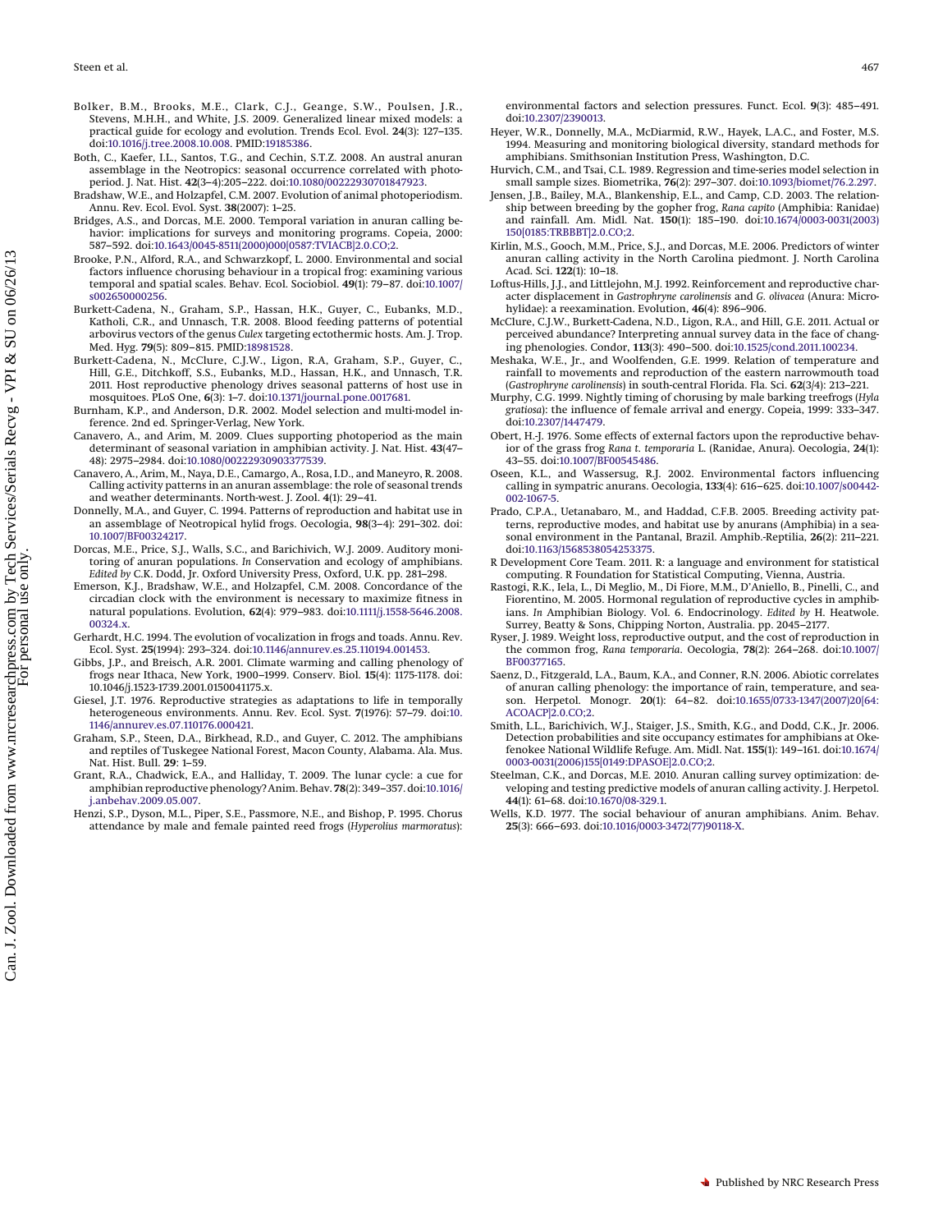Bolker, B.M., Brooks, M.E., Clark, C.J., Geange, S.W., Poulsen, J.R., Stevens, M.H.H., and White, J.S. 2009. Generalized linear mixed models: a practical guide for ecology and evolution. Trends Ecol. Evol. **24**(3): 127–135. doi:10.1016/j.tree.2008.10.008. PMID:19185386.

Both, C., Kaefer, I.L., Santos, T.G., and Cechin, S.T.Z. 2008. An austral anuran assemblage in the Neotropics: seasonal occurrence correlated with photoperiod. J. Nat. Hist. **42**(3–4):205–222. doi:10.1080/00222930701847923.

Bradshaw, W.E., and Holzapfel, C.M. 2007. Evolution of animal photoperiodism. Annu. Rev. Ecol. Evol. Syst. **38**(2007): 1–25.

Bridges, A.S., and Dorcas, M.E. 2000. Temporal variation in anuran calling behavior: implications for surveys and monitoring programs. Copeia, 2000: 587–592. doi:10.1643/0045-8511(2000)000[0587:TVIACB]2.0.CO;2.

Brooke, P.N., Alford, R.A., and Schwarzkopf, L. 2000. Environmental and social factors influence chorusing behaviour in a tropical frog: examining various temporal and spatial scales. Behav. Ecol. Sociobiol. **49**(1): 79–87. doi:10.1007/s002650000256.

Burkett-Cadena, N., Graham, S.P., Hassan, H.K., Guyer, C., Eubanks, M.D., Katholi, C.R., and Unnasch, T.R. 2008. Blood feeding patterns of potential arbovirus vectors of the genus *Culex* targeting ectothermic hosts. Am. J. Trop. Med. Hyg. **79**(5): 809–815. PMID:18981528.

Burkett-Cadena, N., McClure, C.J.W., Ligon, R.A, Graham, S.P., Guyer, C., Hill, G.E., Ditchkoff, S.S., Eubanks, M.D., Hassan, H.K., and Unnasch, T.R. 2011. Host reproductive phenology drives seasonal patterns of host use in mosquitoes. PLoS One, **6**(3): 1–7. doi:10.1371/journal.pone.0017681.

Burnham, K.P., and Anderson, D.R. 2002. Model selection and multi-model inference. 2nd ed. Springer-Verlag, New York.

Canavero, A., and Arim, M. 2009. Clues supporting photoperiod as the main determinant of seasonal variation in amphibian activity. J. Nat. Hist. **43**(47–48): 2975–2984. doi:10.1080/00222930903377539.

Canavero, A., Arim, M., Naya, D.E., Camargo, A., Rosa, I.D., and Maneyro, R. 2008. Calling activity patterns in an anuran assemblage: the role of seasonal trends and weather determinants. North-west. J. Zool. **4**(1): 29–41.

Donnelly, M.A., and Guyer, C. 1994. Patterns of reproduction and habitat use in an assemblage of Neotropical hylid frogs. Oecologia, **98**(3–4): 291–302. doi:10.1007/BF00324217.

Dorcas, M.E., Price, S.J., Walls, S.C., and Barichivich, W.J. 2009. Auditory monitoring of anuran populations. *In* Conservation and ecology of amphibians. *Edited by* C.K. Dodd, Jr. Oxford University Press, Oxford, U.K. pp. 281–298.

Emerson, K.J., Bradshaw, W.E., and Holzapfel, C.M. 2008. Concordance of the circadian clock with the environment is necessary to maximize fitness in natural populations. Evolution, **62**(4): 979–983. doi:10.1111/j.1558-5646.2008.00324.x.

Gerhardt, H.C. 1994. The evolution of vocalization in frogs and toads. Annu. Rev. Ecol. Syst. **25**(1994): 293–324. doi:10.1146/annurev.es.25.110194.001453.

Gibbs, J.P., and Breisch, A.R. 2001. Climate warming and calling phenology of frogs near Ithaca, New York, 1900–1999. Conserv. Biol. **15**(4): 1175-1178. doi: 10.1046/j.1523-1739.2001.0150041175.x.

Giesel, J.T. 1976. Reproductive strategies as adaptations to life in temporally heterogeneous environments. Annu. Rev. Ecol. Syst. **7**(1976): 57–79. doi:10.1146/annurev.es.07.110176.000421.

Graham, S.P., Steen, D.A., Birkhead, R.D., and Guyer, C. 2012. The amphibians and reptiles of Tuskegee National Forest, Macon County, Alabama. Ala. Mus. Nat. Hist. Bull. **29**: 1–59.

Grant, R.A., Chadwick, E.A., and Halliday, T. 2009. The lunar cycle: a cue for amphibian reproductive phenology? Anim. Behav. **78**(2): 349–357. doi:10.1016/j.anbehav.2009.05.007.

Henzi, S.P., Dyson, M.L., Piper, S.E., Passmore, N.E., and Bishop, P. 1995. Chorus attendance by male and female painted reed frogs (*Hyperolius marmoratus*): environmental factors and selection pressures. Funct. Ecol. **9**(3): 485–491. doi:10.2307/2390013.

Heyer, W.R., Donnelly, M.A., McDiarmid, R.W., Hayek, L.A.C., and Foster, M.S. 1994. Measuring and monitoring biological diversity, standard methods for amphibians. Smithsonian Institution Press, Washington, D.C.

Hurvich, C.M., and Tsai, C.L. 1989. Regression and time-series model selection in small sample sizes. Biometrika, **76**(2): 297–307. doi:10.1093/biomet/76.2.297.

Jensen, J.B., Bailey, M.A., Blankenship, E.L., and Camp, C.D. 2003. The relationship between breeding by the gopher frog, *Rana capito* (Amphibia: Ranidae) and rainfall. Am. Midl. Nat. **150**(1): 185–190. doi:10.1674/0003-0031(2003)150[0185:TRBBBT]2.0.CO;2.

Kirlin, M.S., Gooch, M.M., Price, S.J., and Dorcas, M.E. 2006. Predictors of winter anuran calling activity in the North Carolina piedmont. J. North Carolina Acad. Sci. **122**(1): 10–18.

Loftus-Hills, J.J., and Littlejohn, M.J. 1992. Reinforcement and reproductive character displacement in *Gastrophryne carolinensis* and *G. olivacea* (Anura: Microhylidae): a reexamination. Evolution, **46**(4): 896–906.

McClure, C.J.W., Burkett-Cadena, N.D., Ligon, R.A., and Hill, G.E. 2011. Actual or perceived abundance? Interpreting annual survey data in the face of changing phenologies. Condor, **113**(3): 490–500. doi:10.1525/cond.2011.100234.

Meshaka, W.E., Jr., and Woolfenden, G.E. 1999. Relation of temperature and rainfall to movements and reproduction of the eastern narrowmouth toad (*Gastrophryne carolinensis*) in south-central Florida. Fla. Sci. **62**(3/4): 213–221.

Murphy, C.G. 1999. Nightly timing of chorusing by male barking treefrogs (*Hyla gratiosa*): the influence of female arrival and energy. Copeia, 1999: 333–347. doi:10.2307/1447479.

Obert, H.-J. 1976. Some effects of external factors upon the reproductive behavior of the grass frog *Rana t. temporaria* L. (Ranidae, Anura). Oecologia, **24**(1): 43–55. doi:10.1007/BF00545486.

Oseen, K.L., and Wassersug, R.J. 2002. Environmental factors influencing calling in sympatric anurans. Oecologia, **133**(4): 616–625. doi:10.1007/s00442-002-1067-5.

Prado, C.P.A., Uetanabaro, M., and Haddad, C.F.B. 2005. Breeding activity patterns, reproductive modes, and habitat use by anurans (Amphibia) in a seasonal environment in the Pantanal, Brazil. Amphib.-Reptilia, **26**(2): 211–221. doi:10.1163/1568538054253375.

R Development Core Team. 2011. R: a language and environment for statistical computing. R Foundation for Statistical Computing, Vienna, Austria.

Rastogi, R.K., Iela, L., Di Meglio, M., Di Fiore, M.M., D'Aniello, B., Pinelli, C., and Fiorentino, M. 2005. Hormonal regulation of reproductive cycles in amphibians. *In* Amphibian Biology. Vol. 6. Endocrinology. *Edited by* H. Heatwole. Surrey, Beatty & Sons, Chipping Norton, Australia. pp. 2045–2177.

Ryser, J. 1989. Weight loss, reproductive output, and the cost of reproduction in the common frog, *Rana temporaria*. Oecologia, **78**(2): 264–268. doi:10.1007/BF00377165.

Saenz, D., Fitzgerald, L.A., Baum, K.A., and Conner, R.N. 2006. Abiotic correlates of anuran calling phenology: the importance of rain, temperature, and season. Herpetol. Monogr. **20**(1): 64–82. doi:10.1655/0733-1347(2007)20[64:ACOACP]2.0.CO;2.

Smith, L.L., Barichivich, W.J., Staiger, J.S., Smith, K.G., and Dodd, C.K., Jr. 2006. Detection probabilities and site occupancy estimates for amphibians at Okefenokee National Wildlife Refuge. Am. Midl. Nat. **155**(1): 149–161. doi:10.1674/0003-0031(2006)155[0149:DPASOE]2.0.CO;2.

Steelman, C.K., and Dorcas, M.E. 2010. Anuran calling survey optimization: developing and testing predictive models of anuran calling activity. J. Herpetol. **44**(1): 61–68. doi:10.1670/08-329.1.

Wells, K.D. 1977. The social behaviour of anuran amphibians. Anim. Behav. **25**(3): 666–693. doi:10.1016/0003-3472(77)90118-X.